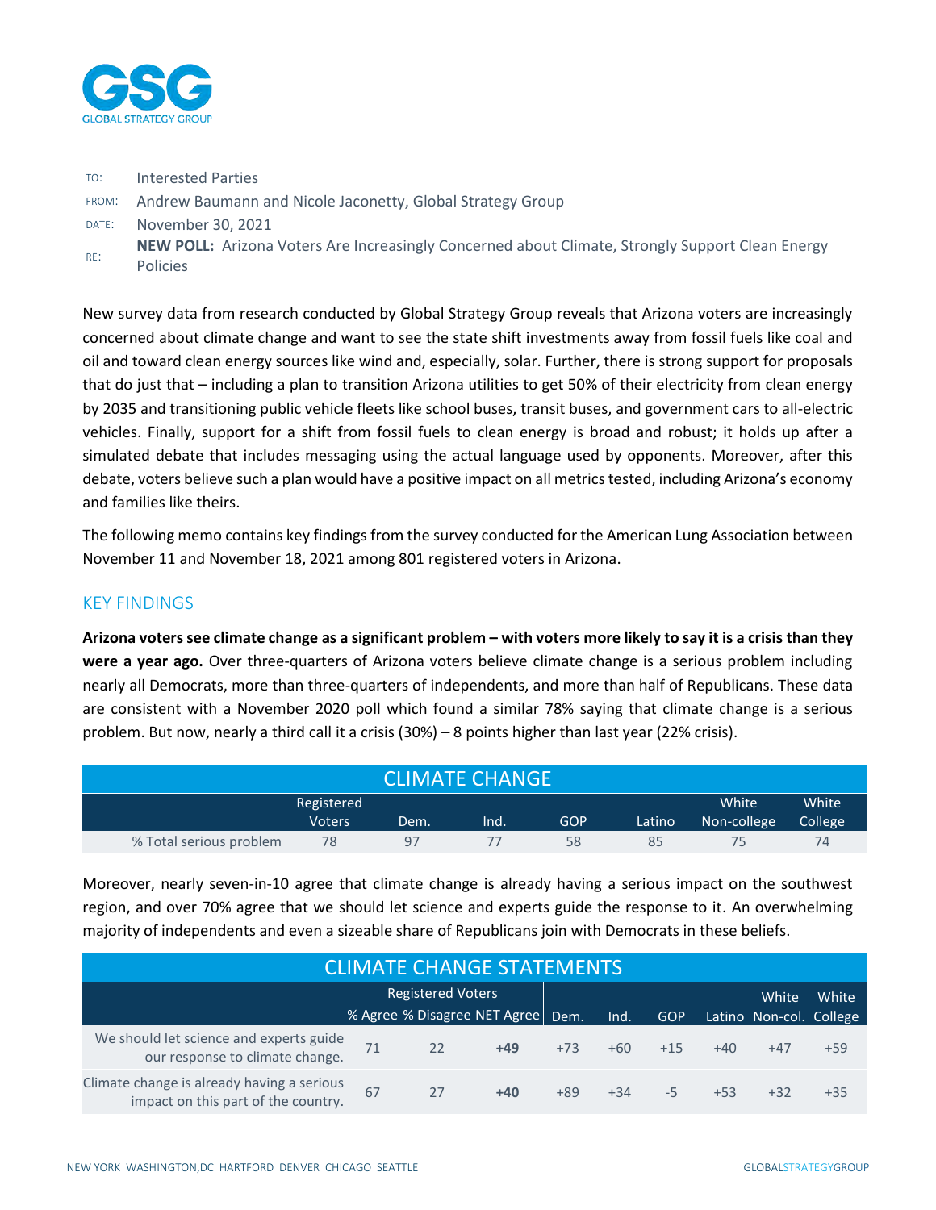GSG
GLOBAL STRATEGY GROUP

| | |
|---|---|
| TO: | Interested Parties |
| FROM: | Andrew Baumann and Nicole Jaconetty, Global Strategy Group |
| DATE: | November 30, 2021 |
| RE: | **NEW POLL:** Arizona Voters Are Increasingly Concerned about Climate, Strongly Support Clean Energy Policies |

New survey data from research conducted by Global Strategy Group reveals that Arizona voters are increasingly concerned about climate change and want to see the state shift investments away from fossil fuels like coal and oil and toward clean energy sources like wind and, especially, solar. Further, there is strong support for proposals that do just that – including a plan to transition Arizona utilities to get 50% of their electricity from clean energy by 2035 and transitioning public vehicle fleets like school buses, transit buses, and government cars to all-electric vehicles. Finally, support for a shift from fossil fuels to clean energy is broad and robust; it holds up after a simulated debate that includes messaging using the actual language used by opponents. Moreover, after this debate, voters believe such a plan would have a positive impact on all metrics tested, including Arizona's economy and families like theirs.

The following memo contains key findings from the survey conducted for the American Lung Association between November 11 and November 18, 2021 among 801 registered voters in Arizona.

## KEY FINDINGS

**Arizona voters see climate change as a significant problem – with voters more likely to say it is a crisis than they were a year ago.** Over three-quarters of Arizona voters believe climate change is a serious problem including nearly all Democrats, more than three-quarters of independents, and more than half of Republicans. These data are consistent with a November 2020 poll which found a similar 78% saying that climate change is a serious problem. But now, nearly a third call it a crisis (30%) – 8 points higher than last year (22% crisis).

**CLIMATE CHANGE**

| | Registered Voters | Dem. | Ind. | GOP | Latino | White Non-college | White College |
|---|---|---|---|---|---|---|---|
| % Total serious problem | 78 | 97 | 77 | 58 | 85 | 75 | 74 |

Moreover, nearly seven-in-10 agree that climate change is already having a serious impact on the southwest region, and over 70% agree that we should let science and experts guide the response to it. An overwhelming majority of independents and even a sizeable share of Republicans join with Democrats in these beliefs.

**CLIMATE CHANGE STATEMENTS**

| | Registered Voters | | | | | | | | |
|---|---|---|---|---|---|---|---|---|---|
| | % Agree | % Disagree | NET Agree | Dem. | Ind. | GOP | Latino | White Non-col. | White College |
| We should let science and experts guide our response to climate change. | 71 | 22 | **+49** | +73 | +60 | +15 | +40 | +47 | +59 |
| Climate change is already having a serious impact on this part of the country. | 67 | 27 | **+40** | +89 | +34 | -5 | +53 | +32 | +35 |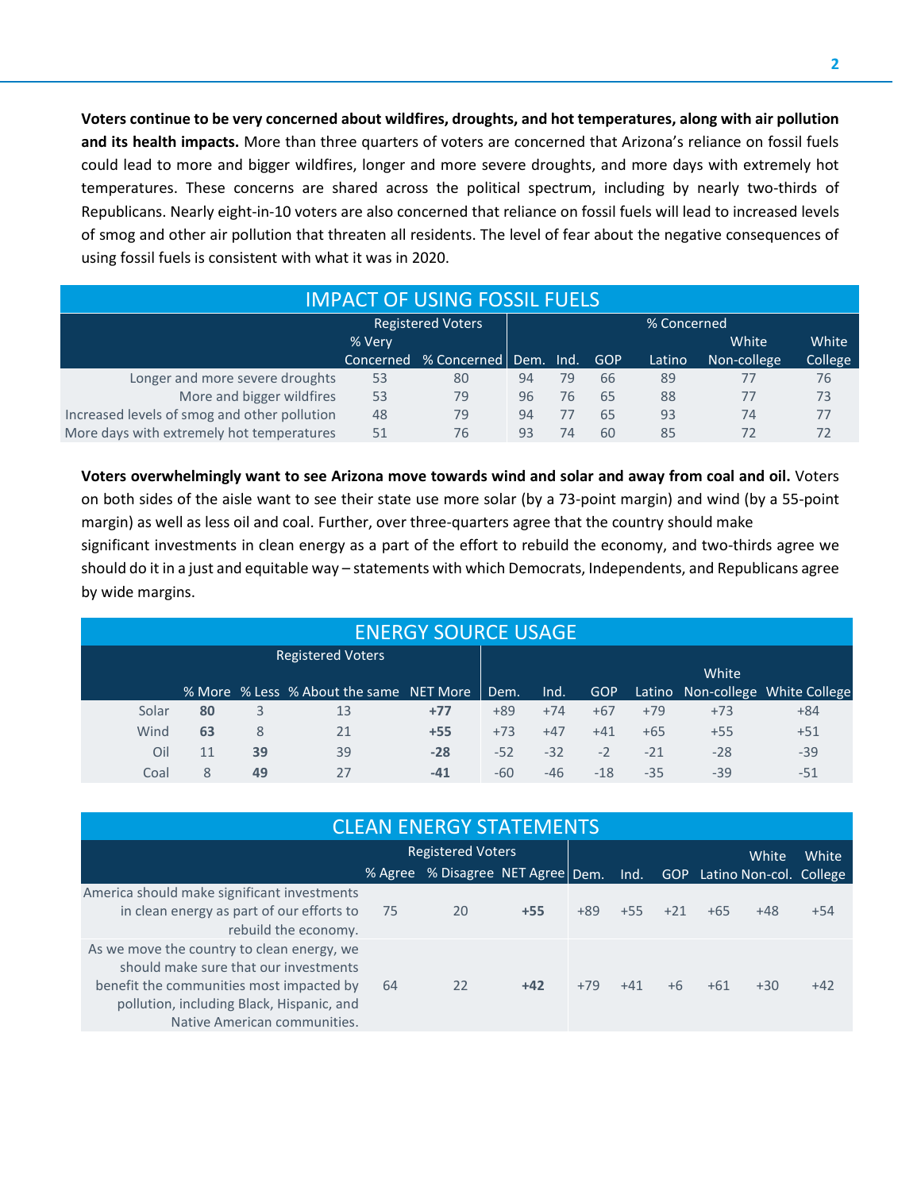**Voters continue to be very concerned about wildfires, droughts, and hot temperatures, along with air pollution and its health impacts.** More than three quarters of voters are concerned that Arizona's reliance on fossil fuels could lead to more and bigger wildfires, longer and more severe droughts, and more days with extremely hot temperatures. These concerns are shared across the political spectrum, including by nearly two-thirds of Republicans. Nearly eight-in-10 voters are also concerned that reliance on fossil fuels will lead to increased levels of smog and other air pollution that threaten all residents. The level of fear about the negative consequences of using fossil fuels is consistent with what it was in 2020.

| IMPACT OF USING FOSSIL FUELS | Registered Voters | | % Concerned | | | | | |
|---|---|---|---|---|---|---|---|---|
| | % Very Concerned | % Concerned | Dem. | Ind. | GOP | Latino | White Non-college | White College |
| Longer and more severe droughts | 53 | 80 | 94 | 79 | 66 | 89 | 77 | 76 |
| More and bigger wildfires | 53 | 79 | 96 | 76 | 65 | 88 | 77 | 73 |
| Increased levels of smog and other pollution | 48 | 79 | 94 | 77 | 65 | 93 | 74 | 77 |
| More days with extremely hot temperatures | 51 | 76 | 93 | 74 | 60 | 85 | 72 | 72 |

**Voters overwhelmingly want to see Arizona move towards wind and solar and away from coal and oil.** Voters on both sides of the aisle want to see their state use more solar (by a 73-point margin) and wind (by a 55-point margin) as well as less oil and coal. Further, over three-quarters agree that the country should make significant investments in clean energy as a part of the effort to rebuild the economy, and two-thirds agree we should do it in a just and equitable way – statements with which Democrats, Independents, and Republicans agree by wide margins.

| ENERGY SOURCE USAGE | Registered Voters | | | | | | | | | |
|---|---|---|---|---|---|---|---|---|---|---|
| | % More | % Less | % About the same | NET More | Dem. | Ind. | GOP | Latino | White Non-college | White College |
| Solar | **80** | 3 | 13 | **+77** | +89 | +74 | +67 | +79 | +73 | +84 |
| Wind | **63** | 8 | 21 | **+55** | +73 | +47 | +41 | +65 | +55 | +51 |
| Oil | 11 | **39** | 39 | **-28** | -52 | -32 | -2 | -21 | -28 | -39 |
| Coal | 8 | **49** | 27 | **-41** | -60 | -46 | -18 | -35 | -39 | -51 |

| CLEAN ENERGY STATEMENTS | Registered Voters | | | | | | | | |
|---|---|---|---|---|---|---|---|---|---|
| | % Agree | % Disagree | NET Agree | Dem. | Ind. | GOP | Latino | White Non-col. | White College |
| America should make significant investments in clean energy as part of our efforts to rebuild the economy. | 75 | 20 | **+55** | +89 | +55 | +21 | +65 | +48 | +54 |
| As we move the country to clean energy, we should make sure that our investments benefit the communities most impacted by pollution, including Black, Hispanic, and Native American communities. | 64 | 22 | **+42** | +79 | +41 | +6 | +61 | +30 | +42 |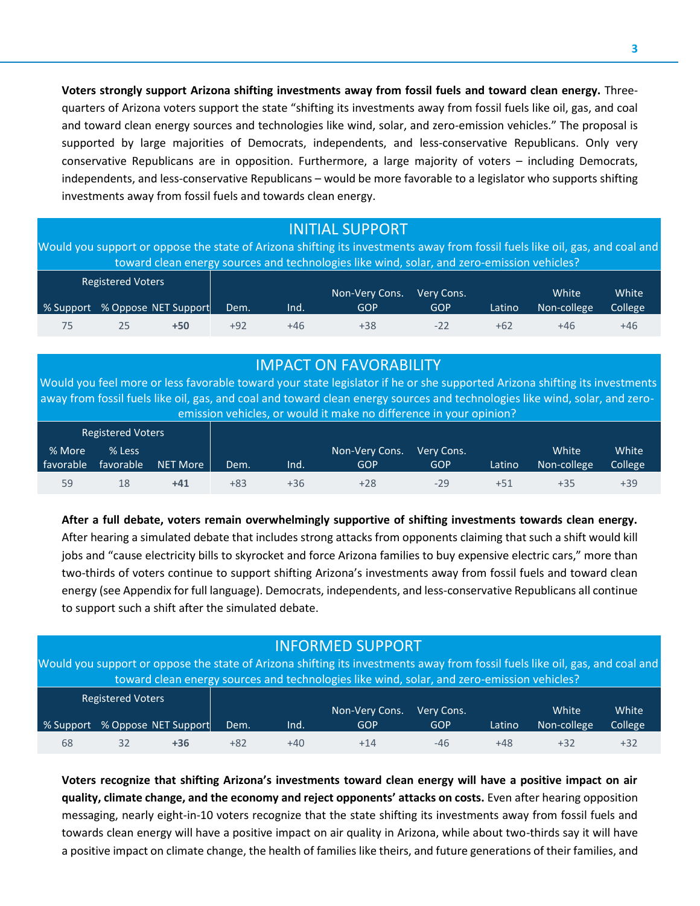**Voters strongly support Arizona shifting investments away from fossil fuels and toward clean energy.** Three-quarters of Arizona voters support the state "shifting its investments away from fossil fuels like oil, gas, and coal and toward clean energy sources and technologies like wind, solar, and zero-emission vehicles." The proposal is supported by large majorities of Democrats, independents, and less-conservative Republicans. Only very conservative Republicans are in opposition. Furthermore, a large majority of voters – including Democrats, independents, and less-conservative Republicans – would be more favorable to a legislator who supports shifting investments away from fossil fuels and towards clean energy.

## INITIAL SUPPORT

Would you support or oppose the state of Arizona shifting its investments away from fossil fuels like oil, gas, and coal and toward clean energy sources and technologies like wind, solar, and zero-emission vehicles?

| Registered Voters | | | | | | | | | |
|---|---|---|---|---|---|---|---|---|---|
| % Support | % Oppose | NET Support | Dem. | Ind. | Non-Very Cons. GOP | Very Cons. GOP | Latino | White Non-college | White College |
| 75 | 25 | **+50** | +92 | +46 | +38 | -22 | +62 | +46 | +46 |

## IMPACT ON FAVORABILITY

Would you feel more or less favorable toward your state legislator if he or she supported Arizona shifting its investments away from fossil fuels like oil, gas, and coal and toward clean energy sources and technologies like wind, solar, and zero-emission vehicles, or would it make no difference in your opinion?

| Registered Voters | | | | | | | | | |
|---|---|---|---|---|---|---|---|---|---|
| % More favorable | % Less favorable | NET More | Dem. | Ind. | Non-Very Cons. GOP | Very Cons. GOP | Latino | White Non-college | White College |
| 59 | 18 | **+41** | +83 | +36 | +28 | -29 | +51 | +35 | +39 |

**After a full debate, voters remain overwhelmingly supportive of shifting investments towards clean energy.** After hearing a simulated debate that includes strong attacks from opponents claiming that such a shift would kill jobs and "cause electricity bills to skyrocket and force Arizona families to buy expensive electric cars," more than two-thirds of voters continue to support shifting Arizona's investments away from fossil fuels and toward clean energy (see Appendix for full language). Democrats, independents, and less-conservative Republicans all continue to support such a shift after the simulated debate.

## INFORMED SUPPORT

Would you support or oppose the state of Arizona shifting its investments away from fossil fuels like oil, gas, and coal and toward clean energy sources and technologies like wind, solar, and zero-emission vehicles?

| Registered Voters | | | | | | | | | |
|---|---|---|---|---|---|---|---|---|---|
| % Support | % Oppose | NET Support | Dem. | Ind. | Non-Very Cons. GOP | Very Cons. GOP | Latino | White Non-college | White College |
| 68 | 32 | **+36** | +82 | +40 | +14 | -46 | +48 | +32 | +32 |

**Voters recognize that shifting Arizona's investments toward clean energy will have a positive impact on air quality, climate change, and the economy and reject opponents' attacks on costs.** Even after hearing opposition messaging, nearly eight-in-10 voters recognize that the state shifting its investments away from fossil fuels and towards clean energy will have a positive impact on air quality in Arizona, while about two-thirds say it will have a positive impact on climate change, the health of families like theirs, and future generations of their families, and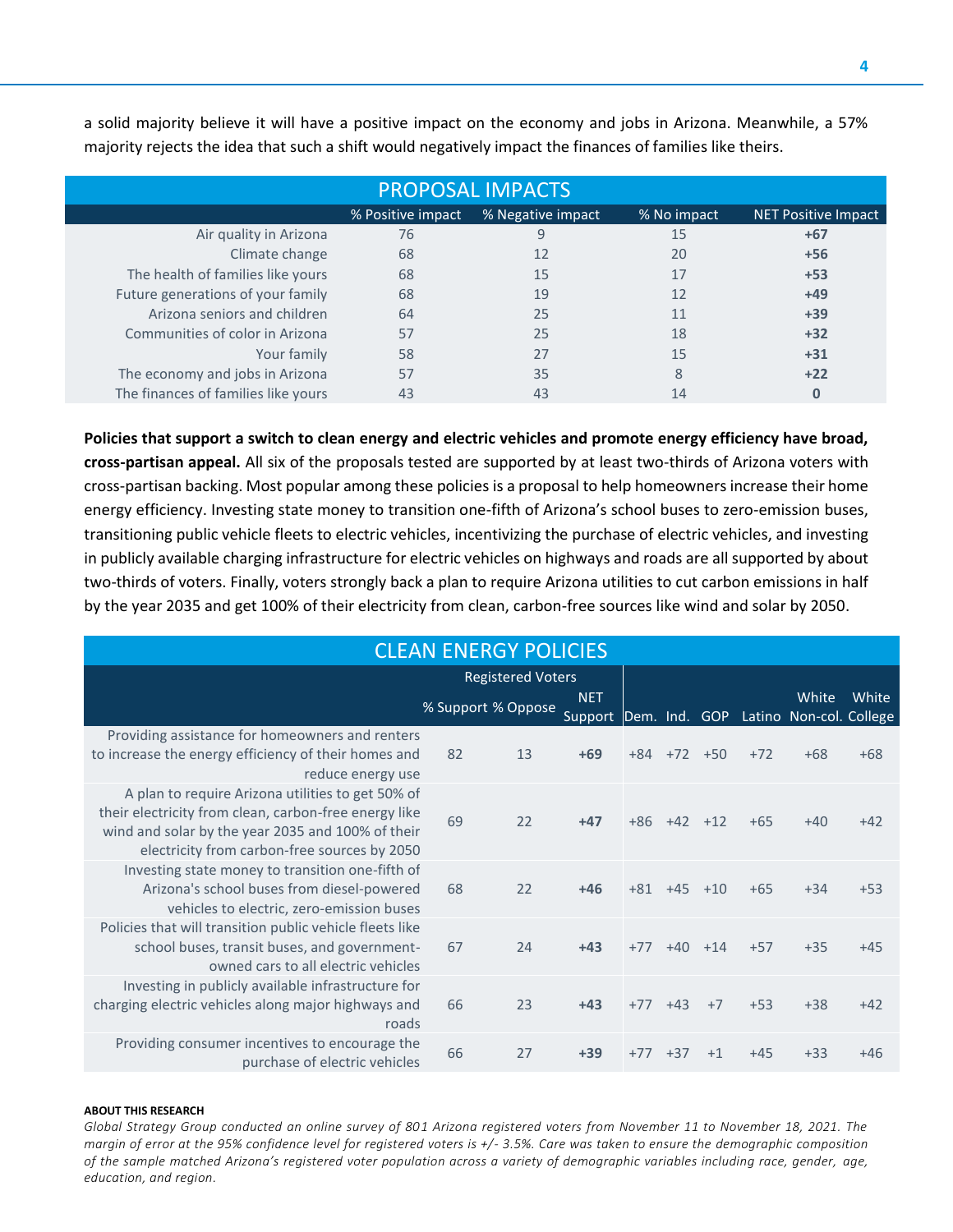a solid majority believe it will have a positive impact on the economy and jobs in Arizona. Meanwhile, a 57% majority rejects the idea that such a shift would negatively impact the finances of families like theirs.

| PROPOSAL IMPACTS | | | | |
|---|---|---|---|---|
| | % Positive impact | % Negative impact | % No impact | NET Positive Impact |
| Air quality in Arizona | 76 | 9 | 15 | **+67** |
| Climate change | 68 | 12 | 20 | **+56** |
| The health of families like yours | 68 | 15 | 17 | **+53** |
| Future generations of your family | 68 | 19 | 12 | **+49** |
| Arizona seniors and children | 64 | 25 | 11 | **+39** |
| Communities of color in Arizona | 57 | 25 | 18 | **+32** |
| Your family | 58 | 27 | 15 | **+31** |
| The economy and jobs in Arizona | 57 | 35 | 8 | **+22** |
| The finances of families like yours | 43 | 43 | 14 | **0** |

**Policies that support a switch to clean energy and electric vehicles and promote energy efficiency have broad, cross-partisan appeal.** All six of the proposals tested are supported by at least two-thirds of Arizona voters with cross-partisan backing. Most popular among these policies is a proposal to help homeowners increase their home energy efficiency. Investing state money to transition one-fifth of Arizona's school buses to zero-emission buses, transitioning public vehicle fleets to electric vehicles, incentivizing the purchase of electric vehicles, and investing in publicly available charging infrastructure for electric vehicles on highways and roads are all supported by about two-thirds of voters. Finally, voters strongly back a plan to require Arizona utilities to cut carbon emissions in half by the year 2035 and get 100% of their electricity from clean, carbon-free sources like wind and solar by 2050.

| CLEAN ENERGY POLICIES | Registered Voters | | | | | | | | |
|---|---|---|---|---|---|---|---|---|---|
| | % Support | % Oppose | NET Support | Dem. | Ind. | GOP | Latino | White Non-col. | White College |
| Providing assistance for homeowners and renters to increase the energy efficiency of their homes and reduce energy use | 82 | 13 | **+69** | +84 | +72 | +50 | +72 | +68 | +68 |
| A plan to require Arizona utilities to get 50% of their electricity from clean, carbon-free energy like wind and solar by the year 2035 and 100% of their electricity from carbon-free sources by 2050 | 69 | 22 | **+47** | +86 | +42 | +12 | +65 | +40 | +42 |
| Investing state money to transition one-fifth of Arizona's school buses from diesel-powered vehicles to electric, zero-emission buses | 68 | 22 | **+46** | +81 | +45 | +10 | +65 | +34 | +53 |
| Policies that will transition public vehicle fleets like school buses, transit buses, and government-owned cars to all electric vehicles | 67 | 24 | **+43** | +77 | +40 | +14 | +57 | +35 | +45 |
| Investing in publicly available infrastructure for charging electric vehicles along major highways and roads | 66 | 23 | **+43** | +77 | +43 | +7 | +53 | +38 | +42 |
| Providing consumer incentives to encourage the purchase of electric vehicles | 66 | 27 | **+39** | +77 | +37 | +1 | +45 | +33 | +46 |

**ABOUT THIS RESEARCH**

*Global Strategy Group conducted an online survey of 801 Arizona registered voters from November 11 to November 18, 2021. The margin of error at the 95% confidence level for registered voters is +/- 3.5%. Care was taken to ensure the demographic composition of the sample matched Arizona's registered voter population across a variety of demographic variables including race, gender, age, education, and region.*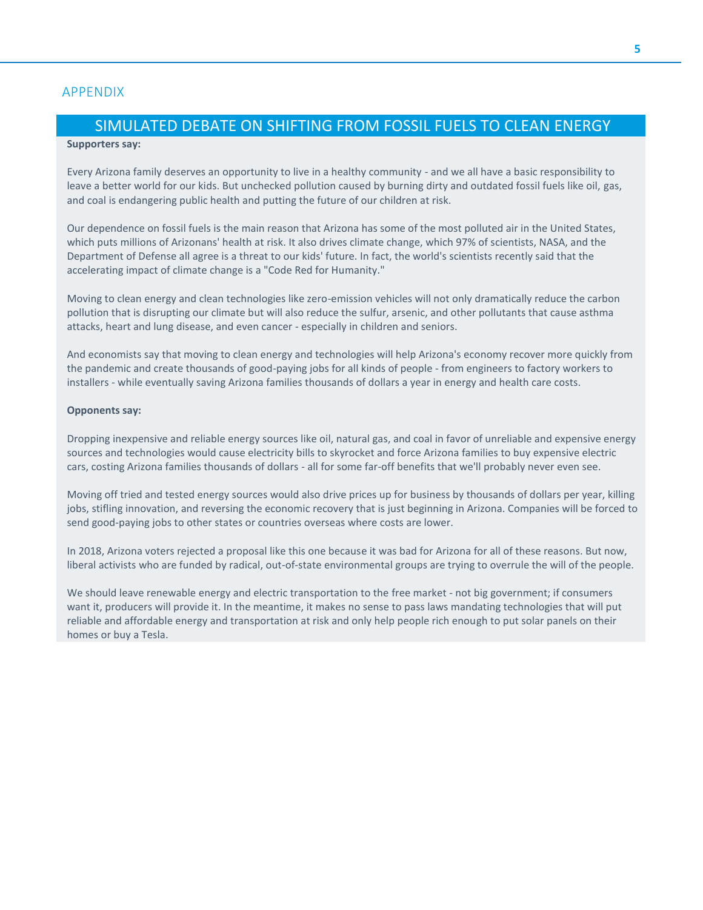## APPENDIX

### SIMULATED DEBATE ON SHIFTING FROM FOSSIL FUELS TO CLEAN ENERGY

**Supporters say:**

Every Arizona family deserves an opportunity to live in a healthy community - and we all have a basic responsibility to leave a better world for our kids. But unchecked pollution caused by burning dirty and outdated fossil fuels like oil, gas, and coal is endangering public health and putting the future of our children at risk.

Our dependence on fossil fuels is the main reason that Arizona has some of the most polluted air in the United States, which puts millions of Arizonans' health at risk. It also drives climate change, which 97% of scientists, NASA, and the Department of Defense all agree is a threat to our kids' future. In fact, the world's scientists recently said that the accelerating impact of climate change is a "Code Red for Humanity."

Moving to clean energy and clean technologies like zero-emission vehicles will not only dramatically reduce the carbon pollution that is disrupting our climate but will also reduce the sulfur, arsenic, and other pollutants that cause asthma attacks, heart and lung disease, and even cancer - especially in children and seniors.

And economists say that moving to clean energy and technologies will help Arizona's economy recover more quickly from the pandemic and create thousands of good-paying jobs for all kinds of people - from engineers to factory workers to installers - while eventually saving Arizona families thousands of dollars a year in energy and health care costs.

**Opponents say:**

Dropping inexpensive and reliable energy sources like oil, natural gas, and coal in favor of unreliable and expensive energy sources and technologies would cause electricity bills to skyrocket and force Arizona families to buy expensive electric cars, costing Arizona families thousands of dollars - all for some far-off benefits that we'll probably never even see.

Moving off tried and tested energy sources would also drive prices up for business by thousands of dollars per year, killing jobs, stifling innovation, and reversing the economic recovery that is just beginning in Arizona. Companies will be forced to send good-paying jobs to other states or countries overseas where costs are lower.

In 2018, Arizona voters rejected a proposal like this one because it was bad for Arizona for all of these reasons. But now, liberal activists who are funded by radical, out-of-state environmental groups are trying to overrule the will of the people.

We should leave renewable energy and electric transportation to the free market - not big government; if consumers want it, producers will provide it. In the meantime, it makes no sense to pass laws mandating technologies that will put reliable and affordable energy and transportation at risk and only help people rich enough to put solar panels on their homes or buy a Tesla.